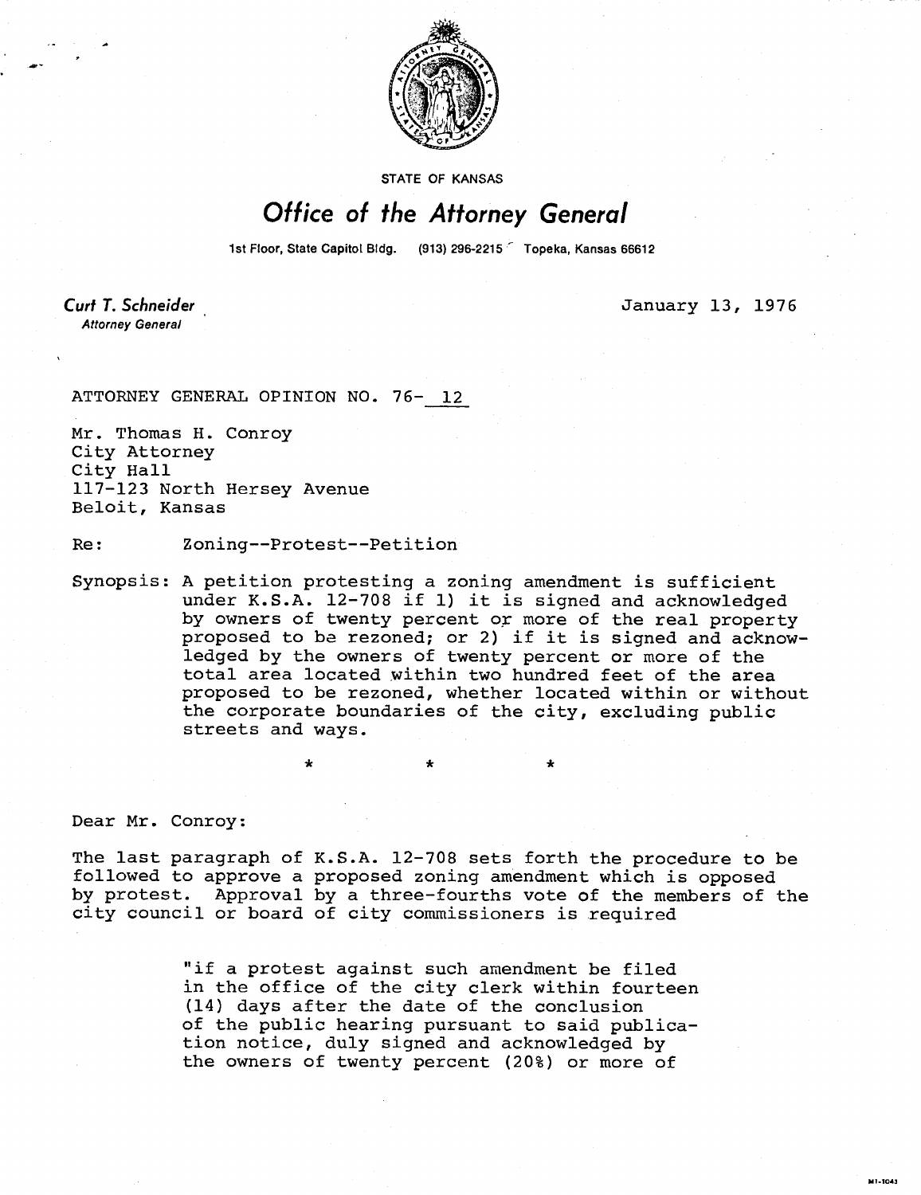STATE OF KANSAS

# Office of the Attorney General

1st Floor, State Capitol Bldg. (913) 296-2215 Topeka, Kansas 66612

**Curt T. Schneider**
*Attorney General*

January 13, 1976

ATTORNEY GENERAL OPINION NO. 76- 12

Mr. Thomas H. Conroy
City Attorney
City Hall
117-123 North Hersey Avenue
Beloit, Kansas

Re: Zoning--Protest--Petition

Synopsis: A petition protesting a zoning amendment is sufficient under K.S.A. 12-708 if 1) it is signed and acknowledged by owners of twenty percent or more of the real property proposed to be rezoned; or 2) if it is signed and acknowledged by the owners of twenty percent or more of the total area located within two hundred feet of the area proposed to be rezoned, whether located within or without the corporate boundaries of the city, excluding public streets and ways.

\* \* \*

Dear Mr. Conroy:

The last paragraph of K.S.A. 12-708 sets forth the procedure to be followed to approve a proposed zoning amendment which is opposed by protest. Approval by a three-fourths vote of the members of the city council or board of city commissioners is required

> "if a protest against such amendment be filed in the office of the city clerk within fourteen (14) days after the date of the conclusion of the public hearing pursuant to said publication notice, duly signed and acknowledged by the owners of twenty percent (20%) or more of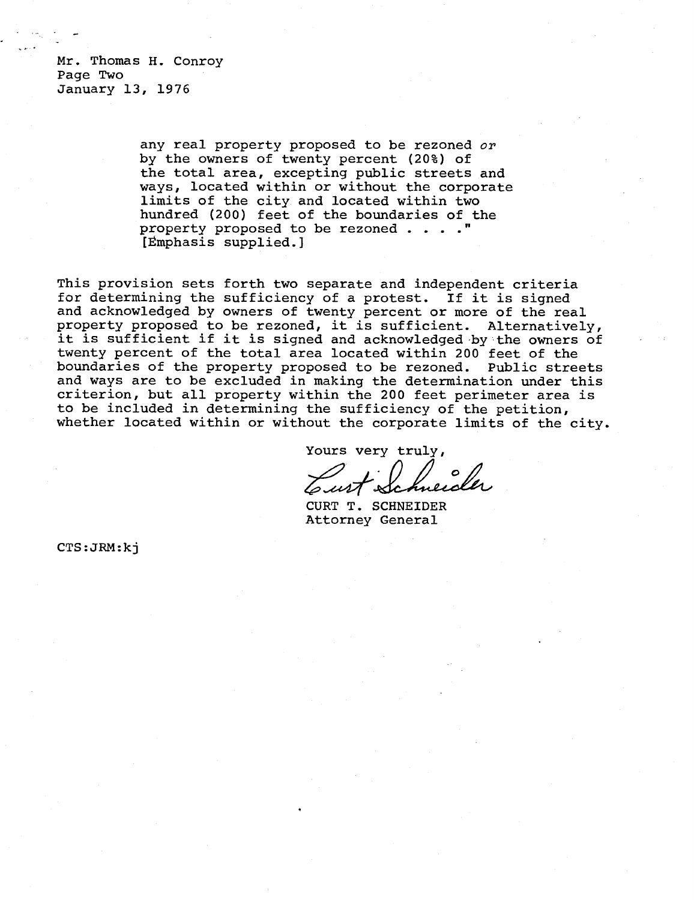Mr. Thomas H. Conroy
Page Two
January 13, 1976

> any real property proposed to be rezoned *or* by the owners of twenty percent (20%) of the total area, excepting public streets and ways, located within or without the corporate limits of the city and located within two hundred (200) feet of the boundaries of the property proposed to be rezoned . . . ." [Emphasis supplied.]

This provision sets forth two separate and independent criteria for determining the sufficiency of a protest. If it is signed and acknowledged by owners of twenty percent or more of the real property proposed to be rezoned, it is sufficient. Alternatively, it is sufficient if it is signed and acknowledged by the owners of twenty percent of the total area located within 200 feet of the boundaries of the property proposed to be rezoned. Public streets and ways are to be excluded in making the determination under this criterion, but all property within the 200 feet perimeter area is to be included in determining the sufficiency of the petition, whether located within or without the corporate limits of the city.

Yours very truly,

Curt Schneider

CURT T. SCHNEIDER
Attorney General

CTS:JRM:kj